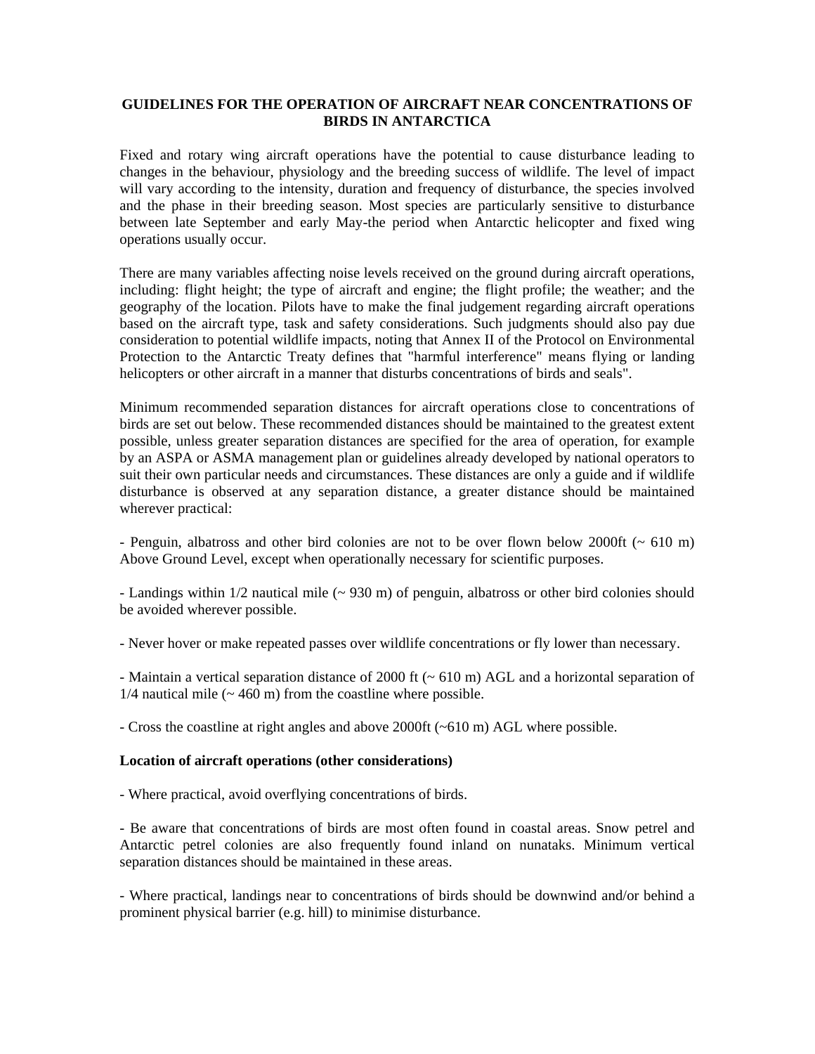# GUIDELINES FOR THE OPERATION OF AIRCRAFT NEAR CONCENTRATIONS OF BIRDS IN ANTARCTICA

Fixed and rotary wing aircraft operations have the potential to cause disturbance leading to changes in the behaviour, physiology and the breeding success of wildlife. The level of impact will vary according to the intensity, duration and frequency of disturbance, the species involved and the phase in their breeding season. Most species are particularly sensitive to disturbance between late September and early May-the period when Antarctic helicopter and fixed wing operations usually occur.

There are many variables affecting noise levels received on the ground during aircraft operations, including: flight height; the type of aircraft and engine; the flight profile; the weather; and the geography of the location. Pilots have to make the final judgement regarding aircraft operations based on the aircraft type, task and safety considerations. Such judgments should also pay due consideration to potential wildlife impacts, noting that Annex II of the Protocol on Environmental Protection to the Antarctic Treaty defines that "harmful interference" means flying or landing helicopters or other aircraft in a manner that disturbs concentrations of birds and seals".

Minimum recommended separation distances for aircraft operations close to concentrations of birds are set out below. These recommended distances should be maintained to the greatest extent possible, unless greater separation distances are specified for the area of operation, for example by an ASPA or ASMA management plan or guidelines already developed by national operators to suit their own particular needs and circumstances. These distances are only a guide and if wildlife disturbance is observed at any separation distance, a greater distance should be maintained wherever practical:

- Penguin, albatross and other bird colonies are not to be over flown below 2000ft (~ 610 m) Above Ground Level, except when operationally necessary for scientific purposes.

- Landings within 1/2 nautical mile (~ 930 m) of penguin, albatross or other bird colonies should be avoided wherever possible.

- Never hover or make repeated passes over wildlife concentrations or fly lower than necessary.

- Maintain a vertical separation distance of 2000 ft (~ 610 m) AGL and a horizontal separation of 1/4 nautical mile (~ 460 m) from the coastline where possible.

- Cross the coastline at right angles and above 2000ft (~610 m) AGL where possible.

**Location of aircraft operations (other considerations)**

- Where practical, avoid overflying concentrations of birds.

- Be aware that concentrations of birds are most often found in coastal areas. Snow petrel and Antarctic petrel colonies are also frequently found inland on nunataks. Minimum vertical separation distances should be maintained in these areas.

- Where practical, landings near to concentrations of birds should be downwind and/or behind a prominent physical barrier (e.g. hill) to minimise disturbance.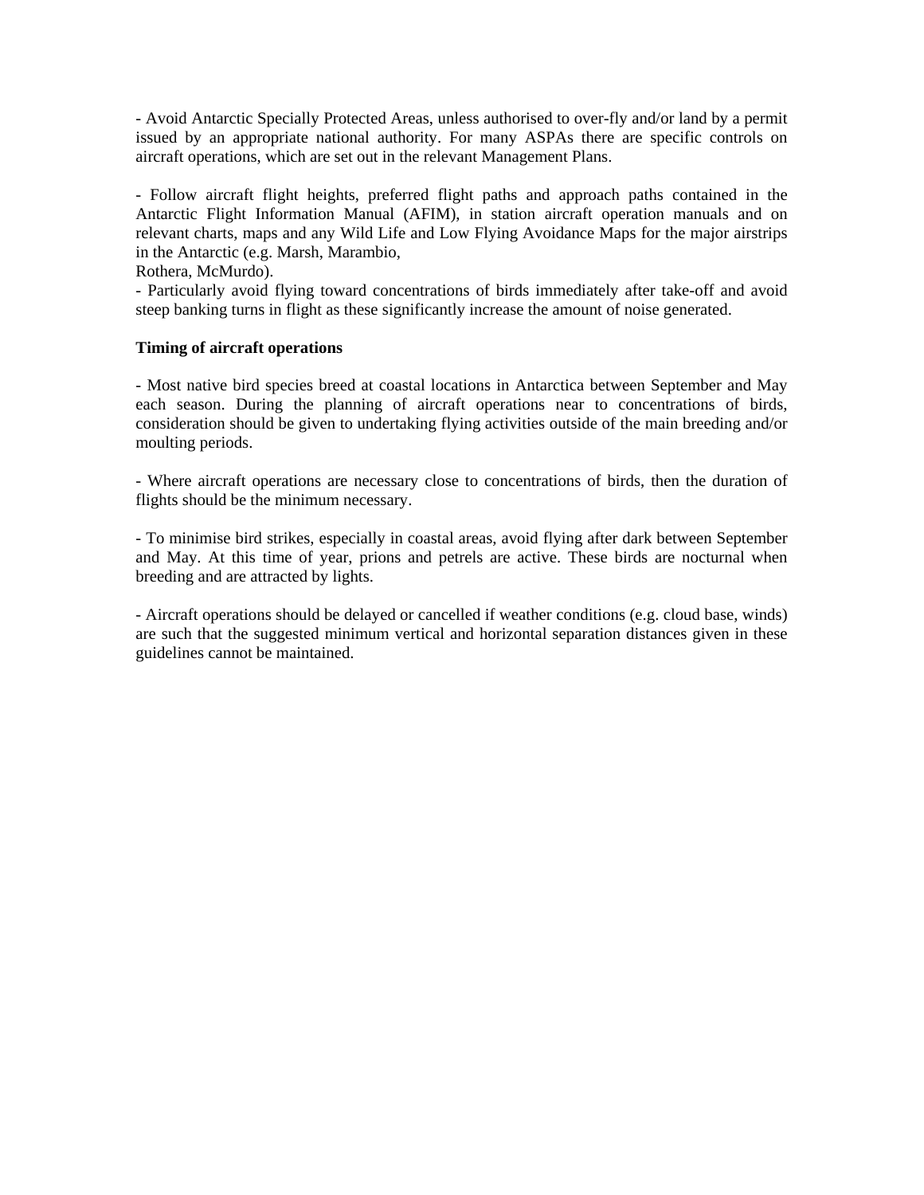- Avoid Antarctic Specially Protected Areas, unless authorised to over-fly and/or land by a permit issued by an appropriate national authority. For many ASPAs there are specific controls on aircraft operations, which are set out in the relevant Management Plans.

- Follow aircraft flight heights, preferred flight paths and approach paths contained in the Antarctic Flight Information Manual (AFIM), in station aircraft operation manuals and on relevant charts, maps and any Wild Life and Low Flying Avoidance Maps for the major airstrips in the Antarctic (e.g. Marsh, Marambio, Rothera, McMurdo).

- Particularly avoid flying toward concentrations of birds immediately after take-off and avoid steep banking turns in flight as these significantly increase the amount of noise generated.

**Timing of aircraft operations**

- Most native bird species breed at coastal locations in Antarctica between September and May each season. During the planning of aircraft operations near to concentrations of birds, consideration should be given to undertaking flying activities outside of the main breeding and/or moulting periods.

- Where aircraft operations are necessary close to concentrations of birds, then the duration of flights should be the minimum necessary.

- To minimise bird strikes, especially in coastal areas, avoid flying after dark between September and May. At this time of year, prions and petrels are active. These birds are nocturnal when breeding and are attracted by lights.

- Aircraft operations should be delayed or cancelled if weather conditions (e.g. cloud base, winds) are such that the suggested minimum vertical and horizontal separation distances given in these guidelines cannot be maintained.